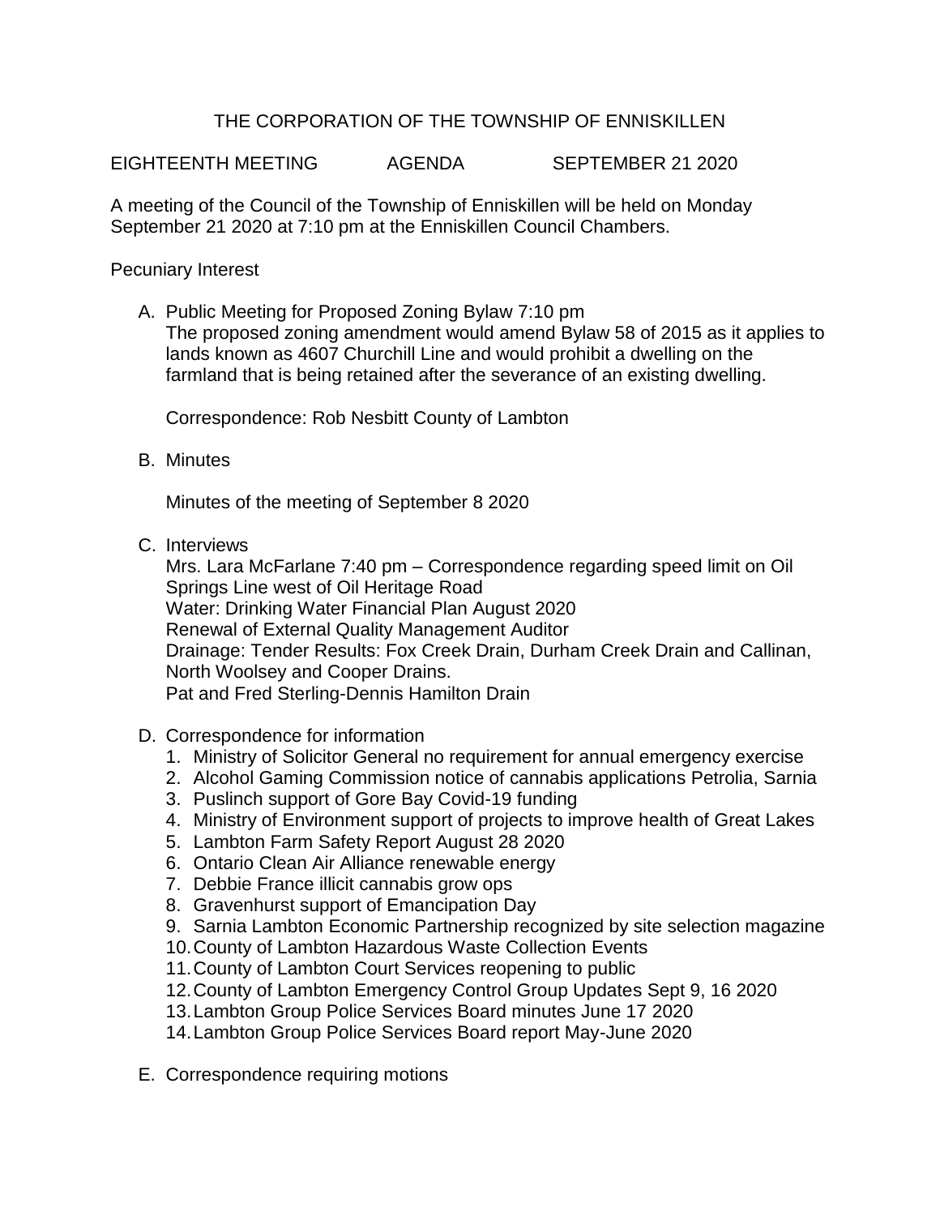# THE CORPORATION OF THE TOWNSHIP OF ENNISKILLEN

EIGHTEENTH MEETING AGENDA SEPTEMBER 21 2020

A meeting of the Council of the Township of Enniskillen will be held on Monday September 21 2020 at 7:10 pm at the Enniskillen Council Chambers.

Pecuniary Interest

A. Public Meeting for Proposed Zoning Bylaw 7:10 pm
   The proposed zoning amendment would amend Bylaw 58 of 2015 as it applies to lands known as 4607 Churchill Line and would prohibit a dwelling on the farmland that is being retained after the severance of an existing dwelling.

   Correspondence: Rob Nesbitt County of Lambton

B. Minutes

   Minutes of the meeting of September 8 2020

C. Interviews
   Mrs. Lara McFarlane 7:40 pm – Correspondence regarding speed limit on Oil Springs Line west of Oil Heritage Road
   Water: Drinking Water Financial Plan August 2020
   Renewal of External Quality Management Auditor
   Drainage: Tender Results: Fox Creek Drain, Durham Creek Drain and Callinan, North Woolsey and Cooper Drains.
   Pat and Fred Sterling-Dennis Hamilton Drain

D. Correspondence for information
   1. Ministry of Solicitor General no requirement for annual emergency exercise
   2. Alcohol Gaming Commission notice of cannabis applications Petrolia, Sarnia
   3. Puslinch support of Gore Bay Covid-19 funding
   4. Ministry of Environment support of projects to improve health of Great Lakes
   5. Lambton Farm Safety Report August 28 2020
   6. Ontario Clean Air Alliance renewable energy
   7. Debbie France illicit cannabis grow ops
   8. Gravenhurst support of Emancipation Day
   9. Sarnia Lambton Economic Partnership recognized by site selection magazine
   10. County of Lambton Hazardous Waste Collection Events
   11. County of Lambton Court Services reopening to public
   12. County of Lambton Emergency Control Group Updates Sept 9, 16 2020
   13. Lambton Group Police Services Board minutes June 17 2020
   14. Lambton Group Police Services Board report May-June 2020

E. Correspondence requiring motions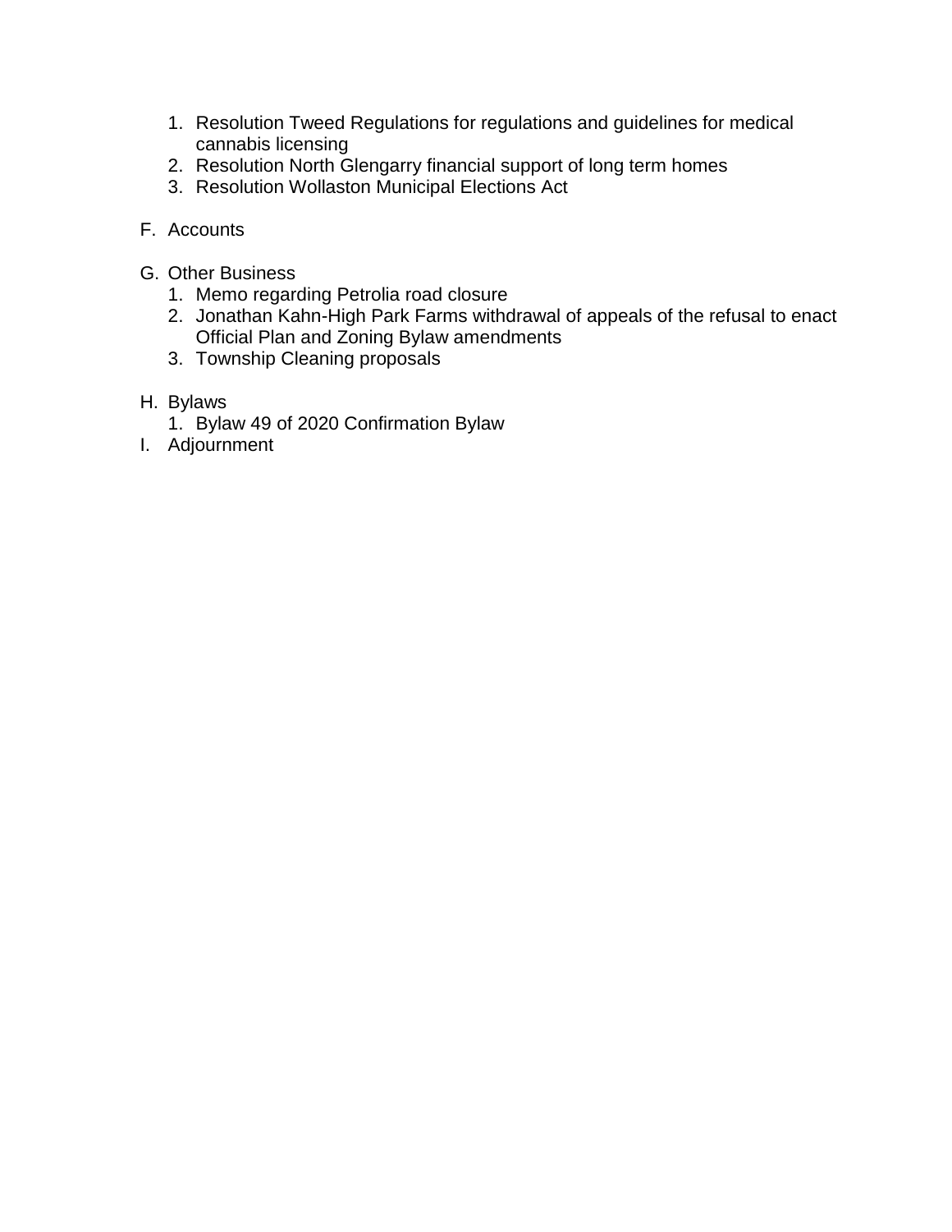1. Resolution Tweed Regulations for regulations and guidelines for medical cannabis licensing
2. Resolution North Glengarry financial support of long term homes
3. Resolution Wollaston Municipal Elections Act

F. Accounts

G. Other Business
   1. Memo regarding Petrolia road closure
   2. Jonathan Kahn-High Park Farms withdrawal of appeals of the refusal to enact Official Plan and Zoning Bylaw amendments
   3. Township Cleaning proposals

H. Bylaws
   1. Bylaw 49 of 2020 Confirmation Bylaw

I. Adjournment